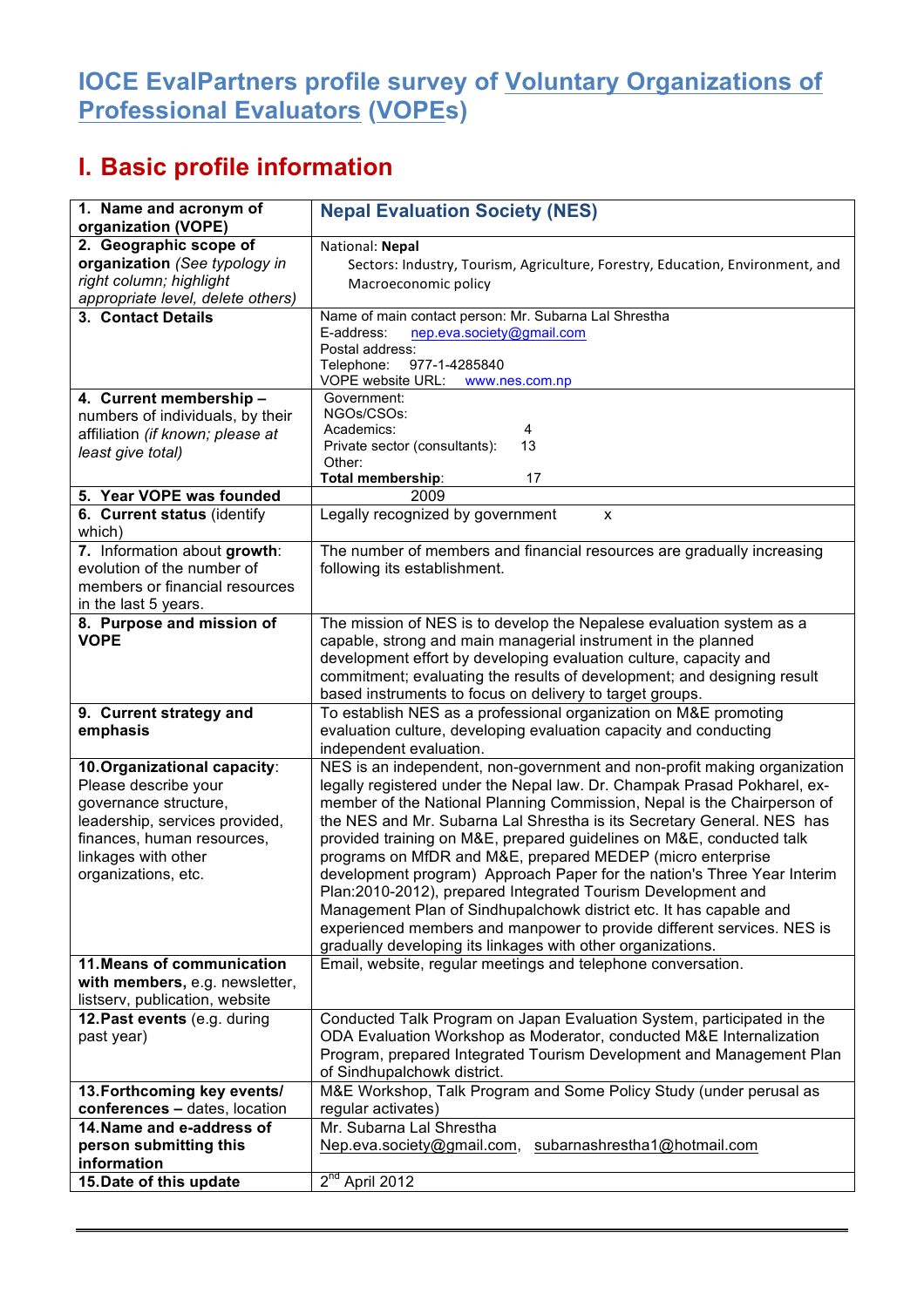# IOCE EvalPartners profile survey of Voluntary Organizations of Professional Evaluators (VOPEs)

## I. Basic profile information

| | |
|---|---|
| **1. Name and acronym of organization (VOPE)** | **Nepal Evaluation Society (NES)** |
| **2. Geographic scope of organization** *(See typology in right column; highlight appropriate level, delete others)* | National: **Nepal**<br>Sectors: Industry, Tourism, Agriculture, Forestry, Education, Environment, and Macroeconomic policy |
| **3. Contact Details** | Name of main contact person: Mr. Subarna Lal Shrestha<br>E-address: nep.eva.society@gmail.com<br>Postal address:<br>Telephone: 977-1-4285840<br>VOPE website URL: www.nes.com.np |
| **4. Current membership –** numbers of individuals, by their affiliation *(if known; please at least give total)* | Government:<br>NGOs/CSOs:<br>Academics: 4<br>Private sector (consultants): 13<br>Other:<br>**Total membership**: 17 |
| **5. Year VOPE was founded** | 2009 |
| **6. Current status** (identify which) | Legally recognized by government x |
| **7.** Information about **growth**: evolution of the number of members or financial resources in the last 5 years. | The number of members and financial resources are gradually increasing following its establishment. |
| **8. Purpose and mission of VOPE** | The mission of NES is to develop the Nepalese evaluation system as a capable, strong and main managerial instrument in the planned development effort by developing evaluation culture, capacity and commitment; evaluating the results of development; and designing result based instruments to focus on delivery to target groups. |
| **9. Current strategy and emphasis** | To establish NES as a professional organization on M&E promoting evaluation culture, developing evaluation capacity and conducting independent evaluation. |
| **10. Organizational capacity**: Please describe your governance structure, leadership, services provided, finances, human resources, linkages with other organizations, etc. | NES is an independent, non-government and non-profit making organization legally registered under the Nepal law. Dr. Champak Prasad Pokharel, ex-member of the National Planning Commission, Nepal is the Chairperson of the NES and Mr. Subarna Lal Shrestha is its Secretary General. NES has provided training on M&E, prepared guidelines on M&E, conducted talk programs on MfDR and M&E, prepared MEDEP (micro enterprise development program) Approach Paper for the nation's Three Year Interim Plan:2010-2012), prepared Integrated Tourism Development and Management Plan of Sindhupalchowk district etc. It has capable and experienced members and manpower to provide different services. NES is gradually developing its linkages with other organizations. |
| **11. Means of communication with members,** e.g. newsletter, listserv, publication, website | Email, website, regular meetings and telephone conversation. |
| **12. Past events** (e.g. during past year) | Conducted Talk Program on Japan Evaluation System, participated in the ODA Evaluation Workshop as Moderator, conducted M&E Internalization Program, prepared Integrated Tourism Development and Management Plan of Sindhupalchowk district. |
| **13. Forthcoming key events/ conferences –** dates, location | M&E Workshop, Talk Program and Some Policy Study (under perusal as regular activates) |
| **14. Name and e-address of person submitting this information** | Mr. Subarna Lal Shrestha<br>Nep.eva.society@gmail.com, subarnashrestha1@hotmail.com |
| **15. Date of this update** | 2nd April 2012 |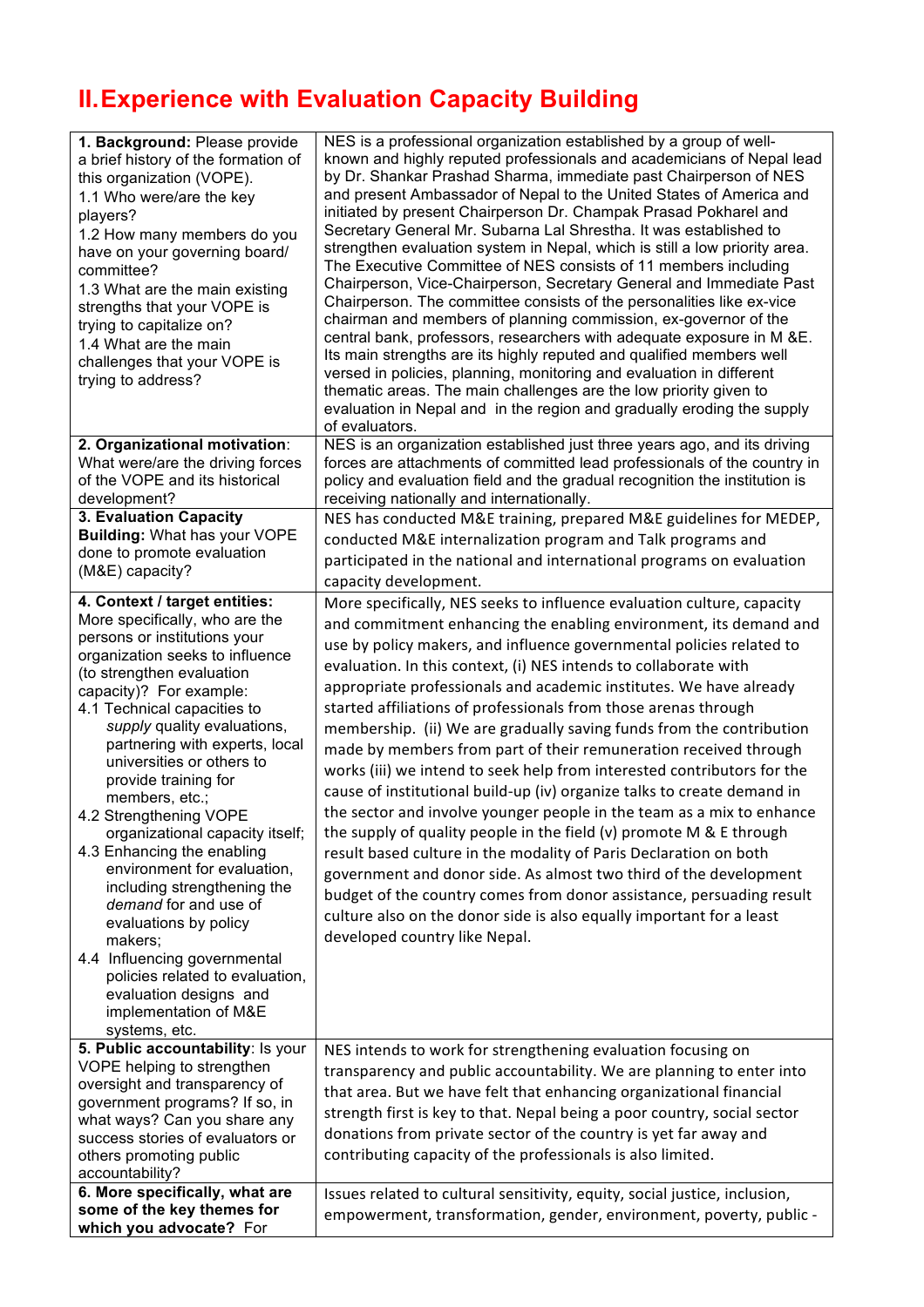# II. Experience with Evaluation Capacity Building

| | |
|---|---|
| **1. Background:** Please provide a brief history of the formation of this organization (VOPE).<br>1.1 Who were/are the key players?<br>1.2 How many members do you have on your governing board/ committee?<br>1.3 What are the main existing strengths that your VOPE is trying to capitalize on?<br>1.4 What are the main challenges that your VOPE is trying to address? | NES is a professional organization established by a group of well-known and highly reputed professionals and academicians of Nepal lead by Dr. Shankar Prashad Sharma, immediate past Chairperson of NES and present Ambassador of Nepal to the United States of America and initiated by present Chairperson Dr. Champak Prasad Pokharel and Secretary General Mr. Subarna Lal Shrestha. It was established to strengthen evaluation system in Nepal, which is still a low priority area. The Executive Committee of NES consists of 11 members including Chairperson, Vice-Chairperson, Secretary General and Immediate Past Chairperson. The committee consists of the personalities like ex-vice chairman and members of planning commission, ex-governor of the central bank, professors, researchers with adequate exposure in M &E. Its main strengths are its highly reputed and qualified members well versed in policies, planning, monitoring and evaluation in different thematic areas. The main challenges are the low priority given to evaluation in Nepal and in the region and gradually eroding the supply of evaluators. |
| **2. Organizational motivation**: What were/are the driving forces of the VOPE and its historical development? | NES is an organization established just three years ago, and its driving forces are attachments of committed lead professionals of the country in policy and evaluation field and the gradual recognition the institution is receiving nationally and internationally. |
| **3. Evaluation Capacity Building:** What has your VOPE done to promote evaluation (M&E) capacity? | NES has conducted M&E training, prepared M&E guidelines for MEDEP, conducted M&E internalization program and Talk programs and participated in the national and international programs on evaluation capacity development. |
| **4. Context / target entities:** More specifically, who are the persons or institutions your organization seeks to influence (to strengthen evaluation capacity)? For example:<br>4.1 Technical capacities to *supply* quality evaluations, partnering with experts, local universities or others to provide training for members, etc.;<br>4.2 Strengthening VOPE organizational capacity itself;<br>4.3 Enhancing the enabling environment for evaluation, including strengthening the *demand* for and use of evaluations by policy makers;<br>4.4 Influencing governmental policies related to evaluation, evaluation designs and implementation of M&E systems, etc. | More specifically, NES seeks to influence evaluation culture, capacity and commitment enhancing the enabling environment, its demand and use by policy makers, and influence governmental policies related to evaluation. In this context, (i) NES intends to collaborate with appropriate professionals and academic institutes. We have already started affiliations of professionals from those arenas through membership. (ii) We are gradually saving funds from the contribution made by members from part of their remuneration received through works (iii) we intend to seek help from interested contributors for the cause of institutional build-up (iv) organize talks to create demand in the sector and involve younger people in the team as a mix to enhance the supply of quality people in the field (v) promote M & E through result based culture in the modality of Paris Declaration on both government and donor side. As almost two third of the development budget of the country comes from donor assistance, persuading result culture also on the donor side is also equally important for a least developed country like Nepal. |
| **5. Public accountability**: Is your VOPE helping to strengthen oversight and transparency of government programs? If so, in what ways? Can you share any success stories of evaluators or others promoting public accountability? | NES intends to work for strengthening evaluation focusing on transparency and public accountability. We are planning to enter into that area. But we have felt that enhancing organizational financial strength first is key to that. Nepal being a poor country, social sector donations from private sector of the country is yet far away and contributing capacity of the professionals is also limited. |
| **6. More specifically, what are some of the key themes for which you advocate?** For | Issues related to cultural sensitivity, equity, social justice, inclusion, empowerment, transformation, gender, environment, poverty, public - |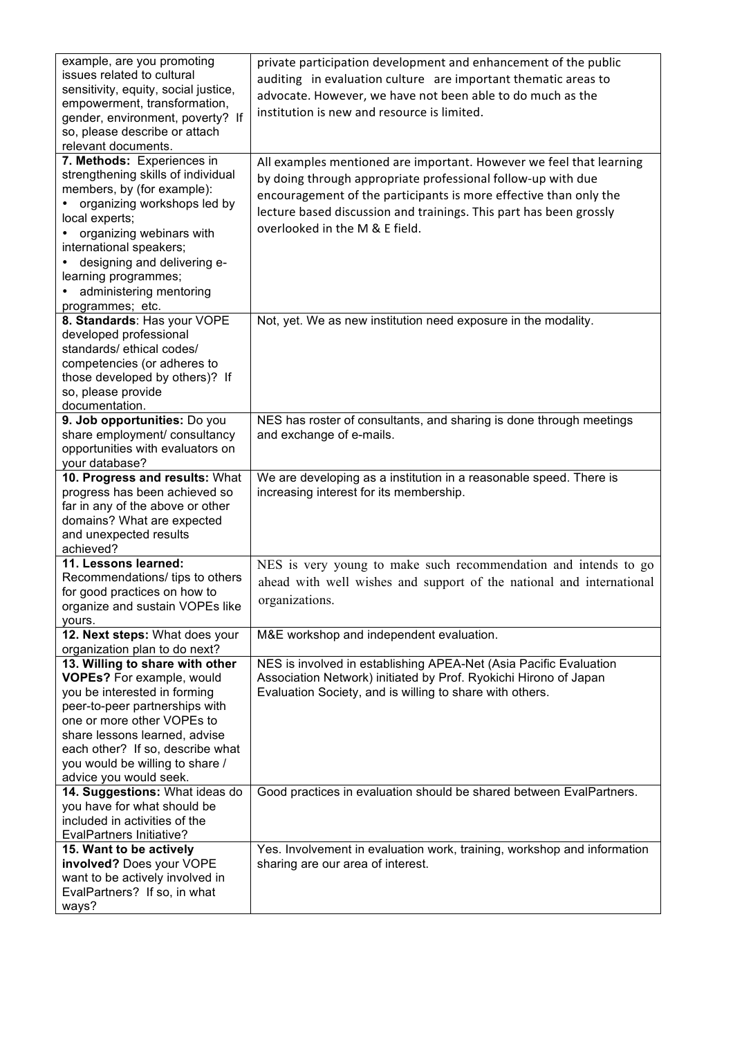| | |
|---|---|
| example, are you promoting issues related to cultural sensitivity, equity, social justice, empowerment, transformation, gender, environment, poverty? If so, please describe or attach relevant documents. | private participation development and enhancement of the public auditing in evaluation culture are important thematic areas to advocate. However, we have not been able to do much as the institution is new and resource is limited. |
| **7. Methods:** Experiences in strengthening skills of individual members, by (for example): • organizing workshops led by local experts; • organizing webinars with international speakers; • designing and delivering e-learning programmes; • administering mentoring programmes; etc. | All examples mentioned are important. However we feel that learning by doing through appropriate professional follow-up with due encouragement of the participants is more effective than only the lecture based discussion and trainings. This part has been grossly overlooked in the M & E field. |
| **8. Standards**: Has your VOPE developed professional standards/ ethical codes/ competencies (or adheres to those developed by others)? If so, please provide documentation. | Not, yet. We as new institution need exposure in the modality. |
| **9. Job opportunities:** Do you share employment/ consultancy opportunities with evaluators on your database? | NES has roster of consultants, and sharing is done through meetings and exchange of e-mails. |
| **10. Progress and results:** What progress has been achieved so far in any of the above or other domains? What are expected and unexpected results achieved? | We are developing as a institution in a reasonable speed. There is increasing interest for its membership. |
| **11. Lessons learned:** Recommendations/ tips to others for good practices on how to organize and sustain VOPEs like yours. | NES is very young to make such recommendation and intends to go ahead with well wishes and support of the national and international organizations. |
| **12. Next steps:** What does your organization plan to do next? | M&E workshop and independent evaluation. |
| **13. Willing to share with other VOPEs?** For example, would you be interested in forming peer-to-peer partnerships with one or more other VOPEs to share lessons learned, advise each other? If so, describe what you would be willing to share / advice you would seek. | NES is involved in establishing APEA-Net (Asia Pacific Evaluation Association Network) initiated by Prof. Ryokichi Hirono of Japan Evaluation Society, and is willing to share with others. |
| **14. Suggestions:** What ideas do you have for what should be included in activities of the EvalPartners Initiative? | Good practices in evaluation should be shared between EvalPartners. |
| **15. Want to be actively involved?** Does your VOPE want to be actively involved in EvalPartners? If so, in what ways? | Yes. Involvement in evaluation work, training, workshop and information sharing are our area of interest. |